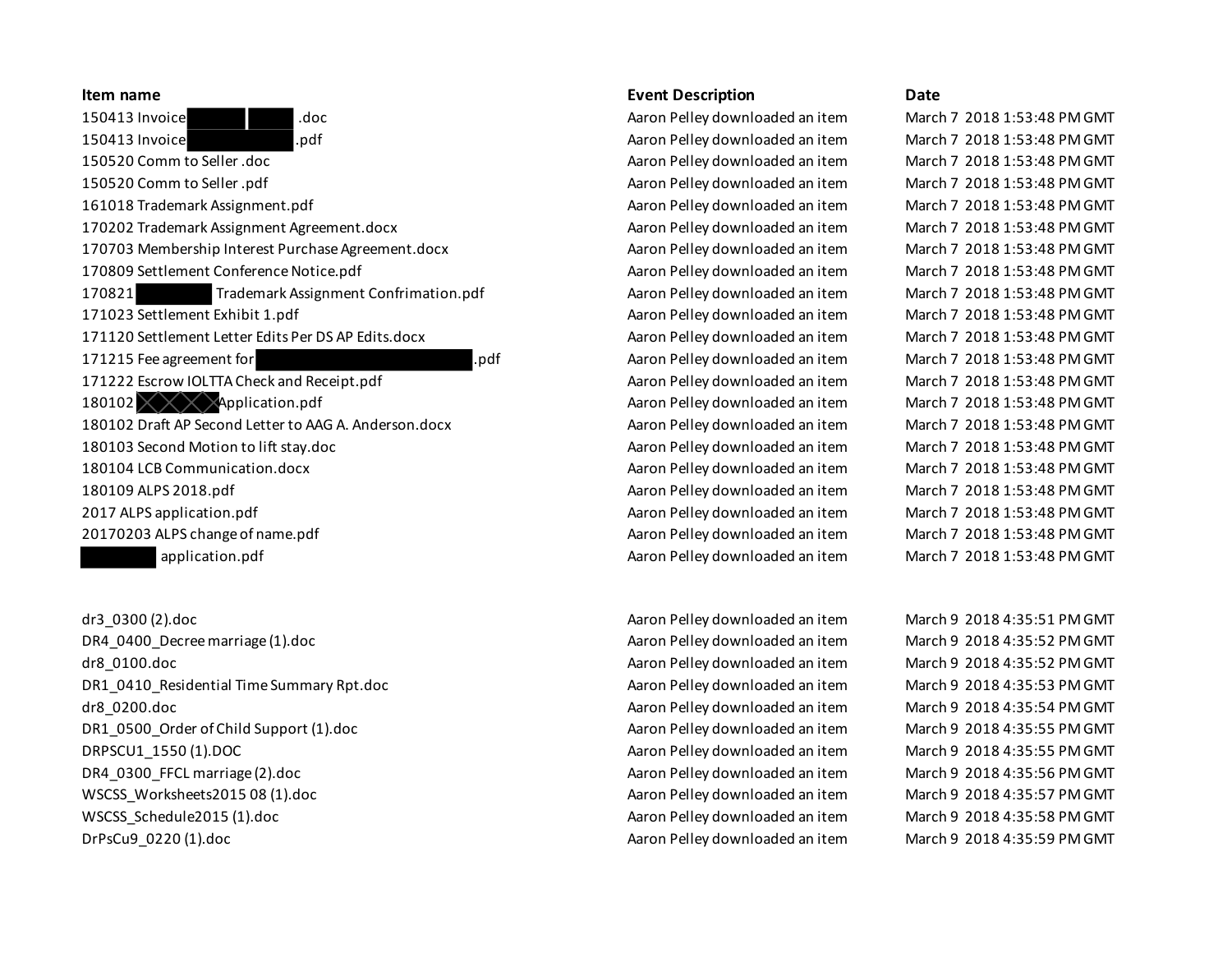| Item name | Event Description | Date |
|---|---|---|
| 150413 Invoice [REDACTED] [REDACTED] .doc | Aaron Pelley downloaded an item | March 7 2018 1:53:48 PM GMT |
| 150413 Invoice [REDACTED] .pdf | Aaron Pelley downloaded an item | March 7 2018 1:53:48 PM GMT |
| 150520 Comm to Seller .doc | Aaron Pelley downloaded an item | March 7 2018 1:53:48 PM GMT |
| 150520 Comm to Seller .pdf | Aaron Pelley downloaded an item | March 7 2018 1:53:48 PM GMT |
| 161018 Trademark Assignment.pdf | Aaron Pelley downloaded an item | March 7 2018 1:53:48 PM GMT |
| 170202 Trademark Assignment Agreement.docx | Aaron Pelley downloaded an item | March 7 2018 1:53:48 PM GMT |
| 170703 Membership Interest Purchase Agreement.docx | Aaron Pelley downloaded an item | March 7 2018 1:53:48 PM GMT |
| 170809 Settlement Conference Notice.pdf | Aaron Pelley downloaded an item | March 7 2018 1:53:48 PM GMT |
| 170821 [REDACTED] Trademark Assignment Confrimation.pdf | Aaron Pelley downloaded an item | March 7 2018 1:53:48 PM GMT |
| 171023 Settlement Exhibit 1.pdf | Aaron Pelley downloaded an item | March 7 2018 1:53:48 PM GMT |
| 171120 Settlement Letter Edits Per DS AP Edits.docx | Aaron Pelley downloaded an item | March 7 2018 1:53:48 PM GMT |
| 171215 Fee agreement for [REDACTED] .pdf | Aaron Pelley downloaded an item | March 7 2018 1:53:48 PM GMT |
| 171222 Escrow IOLTTA Check and Receipt.pdf | Aaron Pelley downloaded an item | March 7 2018 1:53:48 PM GMT |
| 180102 [REDACTED] Application.pdf | Aaron Pelley downloaded an item | March 7 2018 1:53:48 PM GMT |
| 180102 Draft AP Second Letter to AAG A. Anderson.docx | Aaron Pelley downloaded an item | March 7 2018 1:53:48 PM GMT |
| 180103 Second Motion to lift stay.doc | Aaron Pelley downloaded an item | March 7 2018 1:53:48 PM GMT |
| 180104 LCB Communication.docx | Aaron Pelley downloaded an item | March 7 2018 1:53:48 PM GMT |
| 180109 ALPS 2018.pdf | Aaron Pelley downloaded an item | March 7 2018 1:53:48 PM GMT |
| 2017 ALPS application.pdf | Aaron Pelley downloaded an item | March 7 2018 1:53:48 PM GMT |
| 20170203 ALPS change of name.pdf | Aaron Pelley downloaded an item | March 7 2018 1:53:48 PM GMT |
| [REDACTED] application.pdf | Aaron Pelley downloaded an item | March 7 2018 1:53:48 PM GMT |
| | | |
| dr3_0300 (2).doc | Aaron Pelley downloaded an item | March 9 2018 4:35:51 PM GMT |
| DR4_0400_Decree marriage (1).doc | Aaron Pelley downloaded an item | March 9 2018 4:35:52 PM GMT |
| dr8_0100.doc | Aaron Pelley downloaded an item | March 9 2018 4:35:52 PM GMT |
| DR1_0410_Residential Time Summary Rpt.doc | Aaron Pelley downloaded an item | March 9 2018 4:35:53 PM GMT |
| dr8_0200.doc | Aaron Pelley downloaded an item | March 9 2018 4:35:54 PM GMT |
| DR1_0500_Order of Child Support (1).doc | Aaron Pelley downloaded an item | March 9 2018 4:35:55 PM GMT |
| DRPSCU1_1550 (1).DOC | Aaron Pelley downloaded an item | March 9 2018 4:35:55 PM GMT |
| DR4_0300_FFCL marriage (2).doc | Aaron Pelley downloaded an item | March 9 2018 4:35:56 PM GMT |
| WSCSS_Worksheets2015 08 (1).doc | Aaron Pelley downloaded an item | March 9 2018 4:35:57 PM GMT |
| WSCSS_Schedule2015 (1).doc | Aaron Pelley downloaded an item | March 9 2018 4:35:58 PM GMT |
| DrPsCu9_0220 (1).doc | Aaron Pelley downloaded an item | March 9 2018 4:35:59 PM GMT |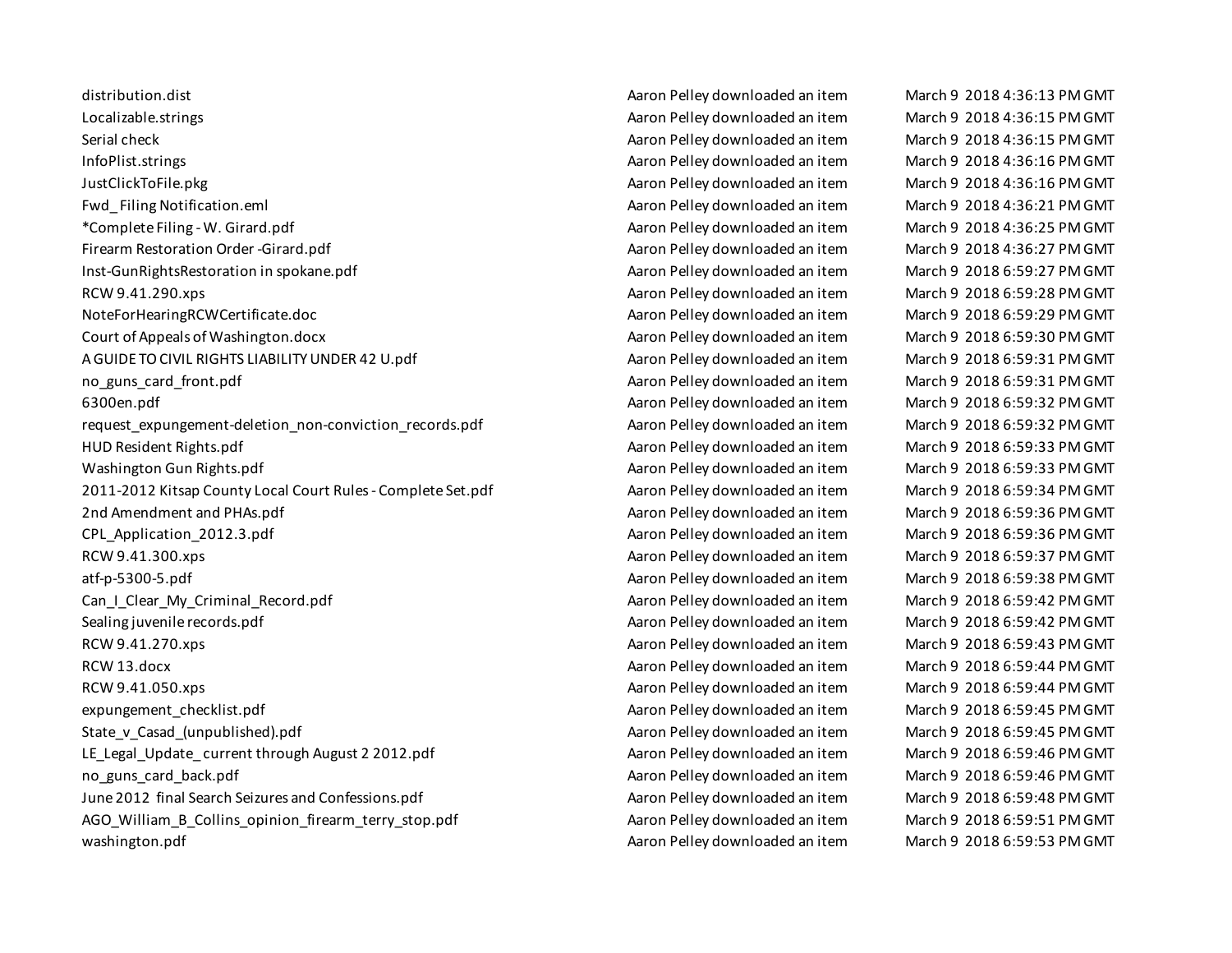| | | |
|---|---|---|
| distribution.dist | Aaron Pelley downloaded an item | March 9 2018 4:36:13 PM GMT |
| Localizable.strings | Aaron Pelley downloaded an item | March 9 2018 4:36:15 PM GMT |
| Serial check | Aaron Pelley downloaded an item | March 9 2018 4:36:15 PM GMT |
| InfoPlist.strings | Aaron Pelley downloaded an item | March 9 2018 4:36:16 PM GMT |
| JustClickToFile.pkg | Aaron Pelley downloaded an item | March 9 2018 4:36:16 PM GMT |
| Fwd_ Filing Notification.eml | Aaron Pelley downloaded an item | March 9 2018 4:36:21 PM GMT |
| *Complete Filing - W. Girard.pdf | Aaron Pelley downloaded an item | March 9 2018 4:36:25 PM GMT |
| Firearm Restoration Order -Girard.pdf | Aaron Pelley downloaded an item | March 9 2018 4:36:27 PM GMT |
| Inst-GunRightsRestoration in spokane.pdf | Aaron Pelley downloaded an item | March 9 2018 6:59:27 PM GMT |
| RCW 9.41.290.xps | Aaron Pelley downloaded an item | March 9 2018 6:59:28 PM GMT |
| NoteForHearingRCWCertificate.doc | Aaron Pelley downloaded an item | March 9 2018 6:59:29 PM GMT |
| Court of Appeals of Washington.docx | Aaron Pelley downloaded an item | March 9 2018 6:59:30 PM GMT |
| A GUIDE TO CIVIL RIGHTS LIABILITY UNDER 42 U.pdf | Aaron Pelley downloaded an item | March 9 2018 6:59:31 PM GMT |
| no_guns_card_front.pdf | Aaron Pelley downloaded an item | March 9 2018 6:59:31 PM GMT |
| 6300en.pdf | Aaron Pelley downloaded an item | March 9 2018 6:59:32 PM GMT |
| request_expungement-deletion_non-conviction_records.pdf | Aaron Pelley downloaded an item | March 9 2018 6:59:32 PM GMT |
| HUD Resident Rights.pdf | Aaron Pelley downloaded an item | March 9 2018 6:59:33 PM GMT |
| Washington Gun Rights.pdf | Aaron Pelley downloaded an item | March 9 2018 6:59:33 PM GMT |
| 2011-2012 Kitsap County Local Court Rules - Complete Set.pdf | Aaron Pelley downloaded an item | March 9 2018 6:59:34 PM GMT |
| 2nd Amendment and PHAs.pdf | Aaron Pelley downloaded an item | March 9 2018 6:59:36 PM GMT |
| CPL_Application_2012.3.pdf | Aaron Pelley downloaded an item | March 9 2018 6:59:36 PM GMT |
| RCW 9.41.300.xps | Aaron Pelley downloaded an item | March 9 2018 6:59:37 PM GMT |
| atf-p-5300-5.pdf | Aaron Pelley downloaded an item | March 9 2018 6:59:38 PM GMT |
| Can_I_Clear_My_Criminal_Record.pdf | Aaron Pelley downloaded an item | March 9 2018 6:59:42 PM GMT |
| Sealing juvenile records.pdf | Aaron Pelley downloaded an item | March 9 2018 6:59:42 PM GMT |
| RCW 9.41.270.xps | Aaron Pelley downloaded an item | March 9 2018 6:59:43 PM GMT |
| RCW 13.docx | Aaron Pelley downloaded an item | March 9 2018 6:59:44 PM GMT |
| RCW 9.41.050.xps | Aaron Pelley downloaded an item | March 9 2018 6:59:44 PM GMT |
| expungement_checklist.pdf | Aaron Pelley downloaded an item | March 9 2018 6:59:45 PM GMT |
| State_v_Casad_(unpublished).pdf | Aaron Pelley downloaded an item | March 9 2018 6:59:45 PM GMT |
| LE_Legal_Update_ current through August 2 2012.pdf | Aaron Pelley downloaded an item | March 9 2018 6:59:46 PM GMT |
| no_guns_card_back.pdf | Aaron Pelley downloaded an item | March 9 2018 6:59:46 PM GMT |
| June 2012 final Search Seizures and Confessions.pdf | Aaron Pelley downloaded an item | March 9 2018 6:59:48 PM GMT |
| AGO_William_B_Collins_opinion_firearm_terry_stop.pdf | Aaron Pelley downloaded an item | March 9 2018 6:59:51 PM GMT |
| washington.pdf | Aaron Pelley downloaded an item | March 9 2018 6:59:53 PM GMT |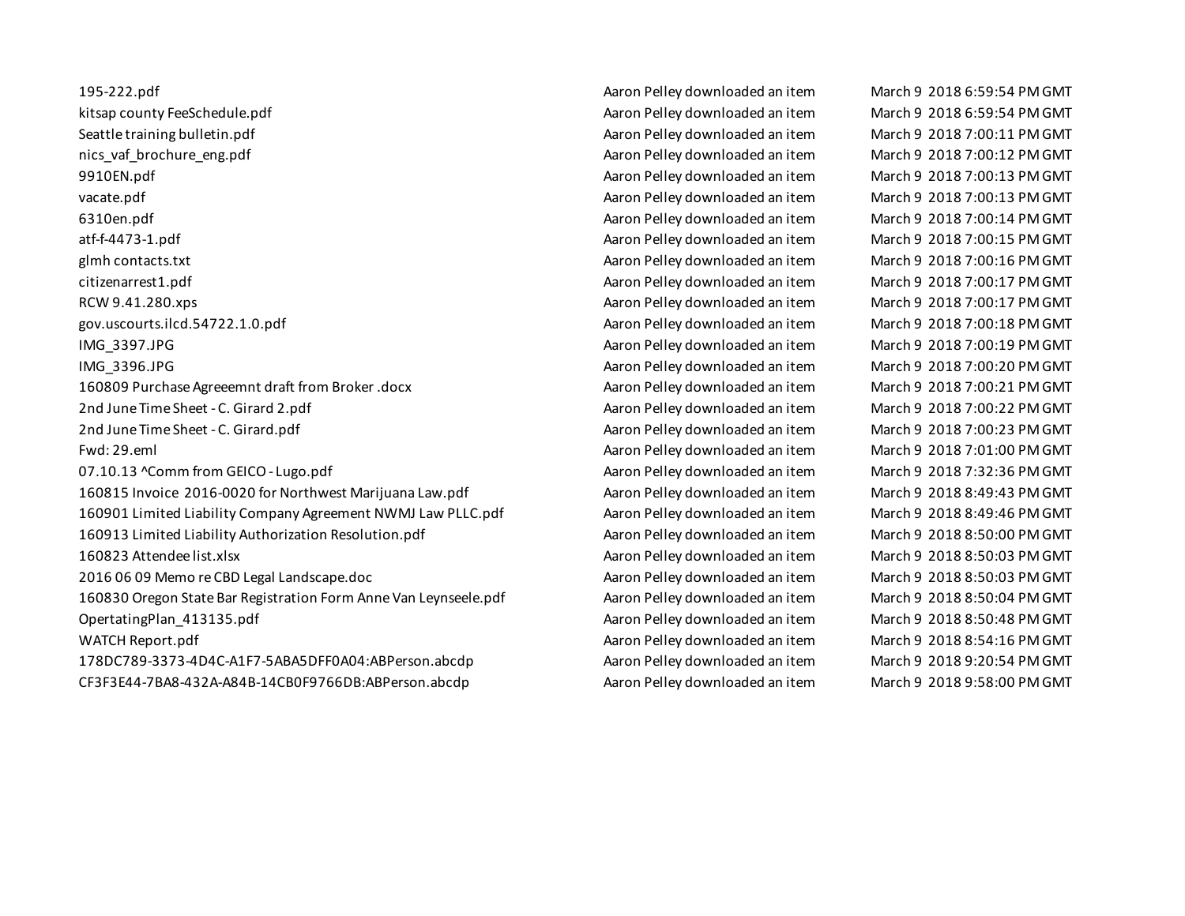| | | |
|---|---|---|
| 195-222.pdf | Aaron Pelley downloaded an item | March 9 2018 6:59:54 PM GMT |
| kitsap county FeeSchedule.pdf | Aaron Pelley downloaded an item | March 9 2018 6:59:54 PM GMT |
| Seattle training bulletin.pdf | Aaron Pelley downloaded an item | March 9 2018 7:00:11 PM GMT |
| nics_vaf_brochure_eng.pdf | Aaron Pelley downloaded an item | March 9 2018 7:00:12 PM GMT |
| 9910EN.pdf | Aaron Pelley downloaded an item | March 9 2018 7:00:13 PM GMT |
| vacate.pdf | Aaron Pelley downloaded an item | March 9 2018 7:00:13 PM GMT |
| 6310en.pdf | Aaron Pelley downloaded an item | March 9 2018 7:00:14 PM GMT |
| atf-f-4473-1.pdf | Aaron Pelley downloaded an item | March 9 2018 7:00:15 PM GMT |
| glmh contacts.txt | Aaron Pelley downloaded an item | March 9 2018 7:00:16 PM GMT |
| citizenarrest1.pdf | Aaron Pelley downloaded an item | March 9 2018 7:00:17 PM GMT |
| RCW 9.41.280.xps | Aaron Pelley downloaded an item | March 9 2018 7:00:17 PM GMT |
| gov.uscourts.ilcd.54722.1.0.pdf | Aaron Pelley downloaded an item | March 9 2018 7:00:18 PM GMT |
| IMG_3397.JPG | Aaron Pelley downloaded an item | March 9 2018 7:00:19 PM GMT |
| IMG_3396.JPG | Aaron Pelley downloaded an item | March 9 2018 7:00:20 PM GMT |
| 160809 Purchase Agreeemnt draft from Broker .docx | Aaron Pelley downloaded an item | March 9 2018 7:00:21 PM GMT |
| 2nd June Time Sheet - C. Girard 2.pdf | Aaron Pelley downloaded an item | March 9 2018 7:00:22 PM GMT |
| 2nd June Time Sheet - C. Girard.pdf | Aaron Pelley downloaded an item | March 9 2018 7:00:23 PM GMT |
| Fwd: 29.eml | Aaron Pelley downloaded an item | March 9 2018 7:01:00 PM GMT |
| 07.10.13 ^Comm from GEICO - Lugo.pdf | Aaron Pelley downloaded an item | March 9 2018 7:32:36 PM GMT |
| 160815 Invoice 2016-0020 for Northwest Marijuana Law.pdf | Aaron Pelley downloaded an item | March 9 2018 8:49:43 PM GMT |
| 160901 Limited Liability Company Agreement NWMJ Law PLLC.pdf | Aaron Pelley downloaded an item | March 9 2018 8:49:46 PM GMT |
| 160913 Limited Liability Authorization Resolution.pdf | Aaron Pelley downloaded an item | March 9 2018 8:50:00 PM GMT |
| 160823 Attendee list.xlsx | Aaron Pelley downloaded an item | March 9 2018 8:50:03 PM GMT |
| 2016 06 09 Memo re CBD Legal Landscape.doc | Aaron Pelley downloaded an item | March 9 2018 8:50:03 PM GMT |
| 160830 Oregon State Bar Registration Form Anne Van Leynseele.pdf | Aaron Pelley downloaded an item | March 9 2018 8:50:04 PM GMT |
| OpertatingPlan_413135.pdf | Aaron Pelley downloaded an item | March 9 2018 8:50:48 PM GMT |
| WATCH Report.pdf | Aaron Pelley downloaded an item | March 9 2018 8:54:16 PM GMT |
| 178DC789-3373-4D4C-A1F7-5ABA5DFF0A04:ABPerson.abcdp | Aaron Pelley downloaded an item | March 9 2018 9:20:54 PM GMT |
| CF3F3E44-7BA8-432A-A84B-14CB0F9766DB:ABPerson.abcdp | Aaron Pelley downloaded an item | March 9 2018 9:58:00 PM GMT |